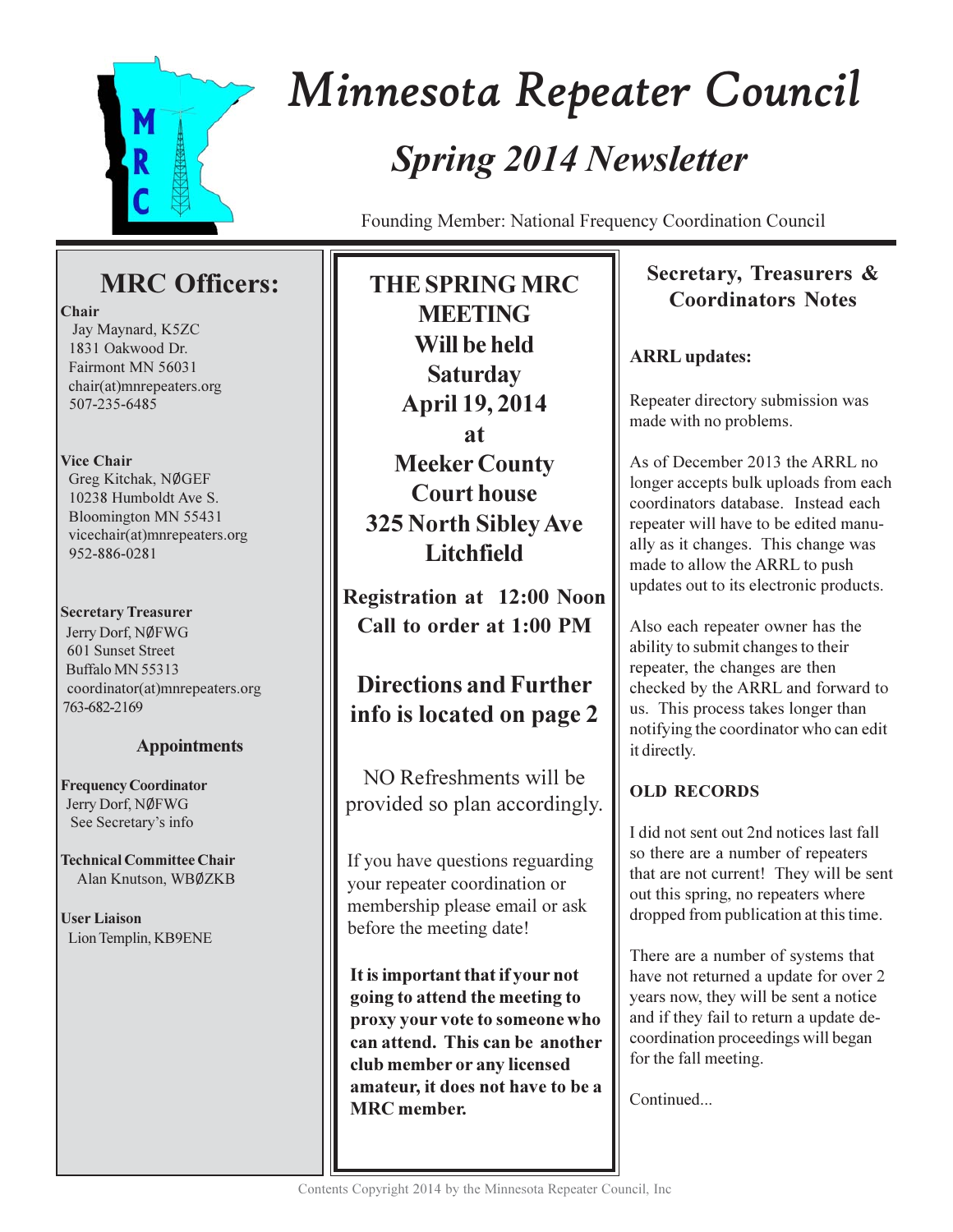# Minnesota Repeater Council

## *Spring 2014 Newsletter*

Founding Member: National Frequency Coordination Council

## MRC Officers:

**Chair**
Jay Maynard, K5ZC
1831 Oakwood Dr.
Fairmont MN 56031
chair(at)mnrepeaters.org
507-235-6485

**Vice Chair**
Greg Kitchak, NØGEF
10238 Humboldt Ave S.
Bloomington MN 55431
vicechair(at)mnrepeaters.org
952-886-0281

**Secretary Treasurer**
Jerry Dorf, NØFWG
601 Sunset Street
Buffalo MN 55313
coordinator(at)mnrepeaters.org
763-682-2169

### Appointments

**Frequency Coordinator**
Jerry Dorf, NØFWG
See Secretary's info

**Technical Committee Chair**
Alan Knutson, WBØZKB

**User Liaison**
Lion Templin, KB9ENE

---

**THE SPRING MRC MEETING Will be held Saturday April 19, 2014 at Meeker County Court house 325 North Sibley Ave Litchfield**

**Registration at 12:00 Noon**
**Call to order at 1:00 PM**

**Directions and Further info is located on page 2**

NO Refreshments will be provided so plan accordingly.

If you have questions reguarding your repeater coordination or membership please email or ask before the meeting date!

**It is important that if your not going to attend the meeting to proxy your vote to someone who can attend. This can be another club member or any licensed amateur, it does not have to be a MRC member.**

---

## Secretary, Treasurers & Coordinators Notes

**ARRL updates:**

Repeater directory submission was made with no problems.

As of December 2013 the ARRL no longer accepts bulk uploads from each coordinators database. Instead each repeater will have to be edited manually as it changes. This change was made to allow the ARRL to push updates out to its electronic products.

Also each repeater owner has the ability to submit changes to their repeater, the changes are then checked by the ARRL and forward to us. This process takes longer than notifying the coordinator who can edit it directly.

**OLD RECORDS**

I did not sent out 2nd notices last fall so there are a number of repeaters that are not current! They will be sent out this spring, no repeaters where dropped from publication at this time.

There are a number of systems that have not returned a update for over 2 years now, they will be sent a notice and if they fail to return a update de-coordination proceedings will began for the fall meeting.

Continued...

Contents Copyright 2014 by the Minnesota Repeater Council, Inc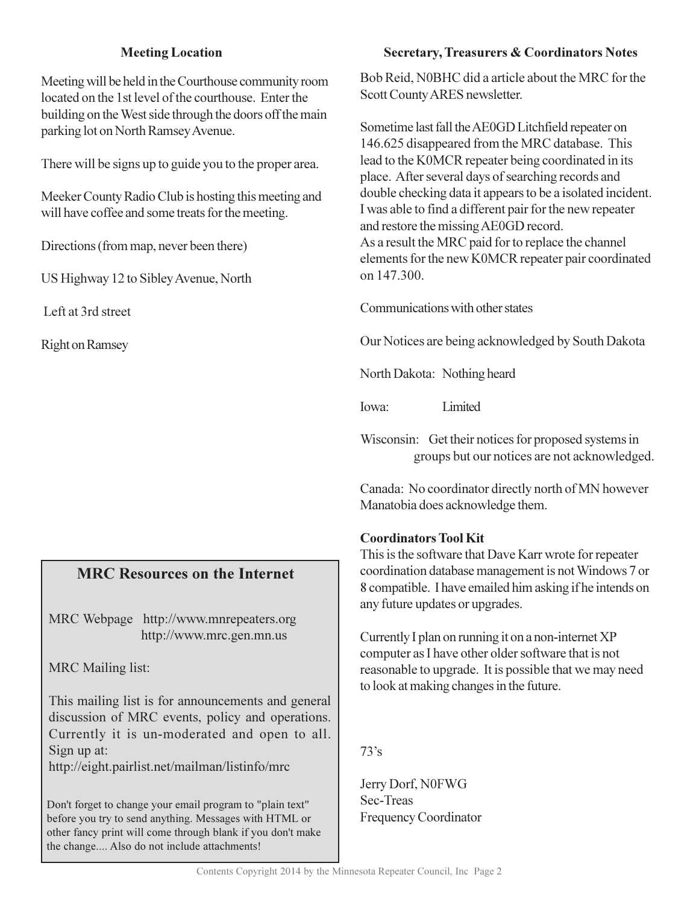## Meeting Location

Meeting will be held in the Courthouse community room located on the 1st level of the courthouse. Enter the building on the West side through the doors off the main parking lot on North Ramsey Avenue.

There will be signs up to guide you to the proper area.

Meeker County Radio Club is hosting this meeting and will have coffee and some treats for the meeting.

Directions (from map, never been there)

US Highway 12 to Sibley Avenue, North

Left at 3rd street

Right on Ramsey

## MRC Resources on the Internet

MRC Webpage http://www.mnrepeaters.org
http://www.mrc.gen.mn.us

MRC Mailing list:

This mailing list is for announcements and general discussion of MRC events, policy and operations. Currently it is un-moderated and open to all. Sign up at:
http://eight.pairlist.net/mailman/listinfo/mrc

Don't forget to change your email program to "plain text" before you try to send anything. Messages with HTML or other fancy print will come through blank if you don't make the change.... Also do not include attachments!

## Secretary, Treasurers & Coordinators Notes

Bob Reid, N0BHC did a article about the MRC for the Scott County ARES newsletter.

Sometime last fall the AE0GD Litchfield repeater on 146.625 disappeared from the MRC database. This lead to the K0MCR repeater being coordinated in its place. After several days of searching records and double checking data it appears to be a isolated incident. I was able to find a different pair for the new repeater and restore the missing AE0GD record.
As a result the MRC paid for to replace the channel elements for the new K0MCR repeater pair coordinated on 147.300.

Communications with other states

Our Notices are being acknowledged by South Dakota

North Dakota: Nothing heard

Iowa: Limited

Wisconsin: Get their notices for proposed systems in groups but our notices are not acknowledged.

Canada: No coordinator directly north of MN however Manatobia does acknowledge them.

**Coordinators Tool Kit**

This is the software that Dave Karr wrote for repeater coordination database management is not Windows 7 or 8 compatible. I have emailed him asking if he intends on any future updates or upgrades.

Currently I plan on running it on a non-internet XP computer as I have other older software that is not reasonable to upgrade. It is possible that we may need to look at making changes in the future.

73's

Jerry Dorf, N0FWG
Sec-Treas
Frequency Coordinator

Contents Copyright 2014 by the Minnesota Repeater Council, Inc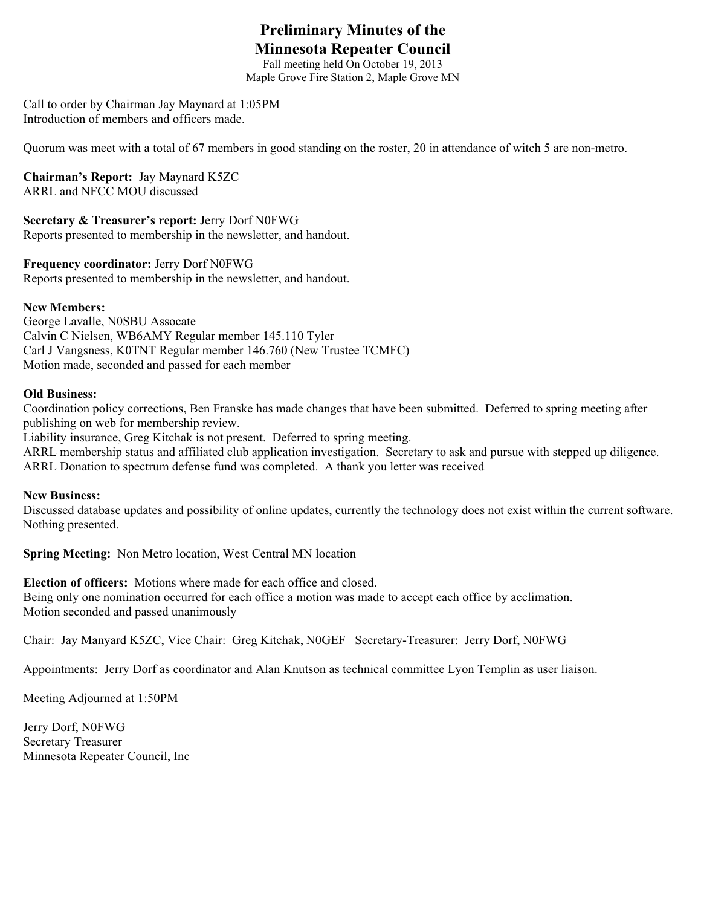# Preliminary Minutes of the Minnesota Repeater Council

Fall meeting held On October 19, 2013
Maple Grove Fire Station 2, Maple Grove MN

Call to order by Chairman Jay Maynard at 1:05PM
Introduction of members and officers made.

Quorum was meet with a total of 67 members in good standing on the roster, 20 in attendance of witch 5 are non-metro.

**Chairman's Report:** Jay Maynard K5ZC
ARRL and NFCC MOU discussed

**Secretary & Treasurer's report:** Jerry Dorf N0FWG
Reports presented to membership in the newsletter, and handout.

**Frequency coordinator:** Jerry Dorf N0FWG
Reports presented to membership in the newsletter, and handout.

**New Members:**
George Lavalle, N0SBU Assocate
Calvin C Nielsen, WB6AMY Regular member 145.110 Tyler
Carl J Vangsness, K0TNT Regular member 146.760 (New Trustee TCMFC)
Motion made, seconded and passed for each member

**Old Business:**
Coordination policy corrections, Ben Franske has made changes that have been submitted. Deferred to spring meeting after publishing on web for membership review.
Liability insurance, Greg Kitchak is not present. Deferred to spring meeting.
ARRL membership status and affiliated club application investigation. Secretary to ask and pursue with stepped up diligence.
ARRL Donation to spectrum defense fund was completed. A thank you letter was received

**New Business:**
Discussed database updates and possibility of online updates, currently the technology does not exist within the current software. Nothing presented.

**Spring Meeting:** Non Metro location, West Central MN location

**Election of officers:** Motions where made for each office and closed.
Being only one nomination occurred for each office a motion was made to accept each office by acclimation.
Motion seconded and passed unanimously

Chair: Jay Manyard K5ZC, Vice Chair: Greg Kitchak, N0GEF Secretary-Treasurer: Jerry Dorf, N0FWG

Appointments: Jerry Dorf as coordinator and Alan Knutson as technical committee Lyon Templin as user liaison.

Meeting Adjourned at 1:50PM

Jerry Dorf, N0FWG
Secretary Treasurer
Minnesota Repeater Council, Inc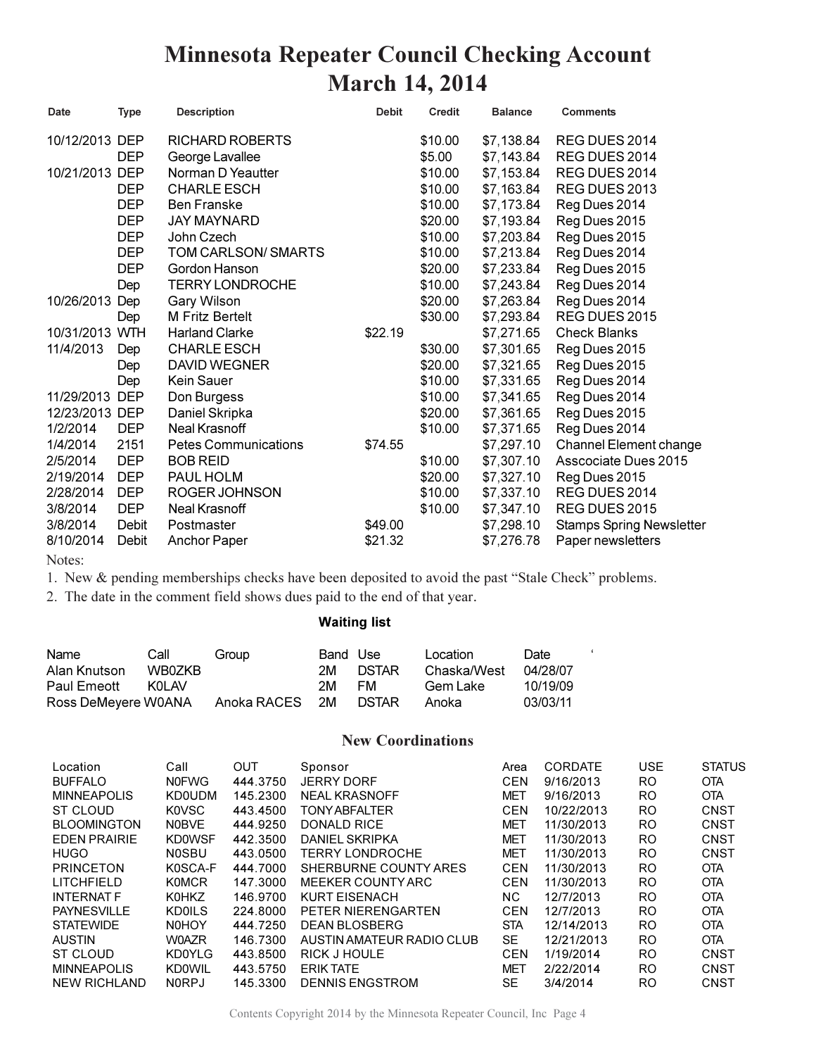# Minnesota Repeater Council Checking Account
## March 14, 2014

| Date | Type | Description | Debit | Credit | Balance | Comments |
|---|---|---|---|---|---|---|
| 10/12/2013 | DEP | RICHARD ROBERTS | | $10.00 | $7,138.84 | REG DUES 2014 |
| | DEP | George Lavallee | | $5.00 | $7,143.84 | REG DUES 2014 |
| 10/21/2013 | DEP | Norman D Yeautter | | $10.00 | $7,153.84 | REG DUES 2014 |
| | DEP | CHARLE ESCH | | $10.00 | $7,163.84 | REG DUES 2013 |
| | DEP | Ben Franske | | $10.00 | $7,173.84 | Reg Dues 2014 |
| | DEP | JAY MAYNARD | | $20.00 | $7,193.84 | Reg Dues 2015 |
| | DEP | John Czech | | $10.00 | $7,203.84 | Reg Dues 2015 |
| | DEP | TOM CARLSON/ SMARTS | | $10.00 | $7,213.84 | Reg Dues 2014 |
| | DEP | Gordon Hanson | | $20.00 | $7,233.84 | Reg Dues 2015 |
| | Dep | TERRY LONDROCHE | | $10.00 | $7,243.84 | Reg Dues 2014 |
| 10/26/2013 | Dep | Gary Wilson | | $20.00 | $7,263.84 | Reg Dues 2014 |
| | Dep | M Fritz Bertelt | | $30.00 | $7,293.84 | REG DUES 2015 |
| 10/31/2013 | WTH | Harland Clarke | $22.19 | | $7,271.65 | Check Blanks |
| 11/4/2013 | Dep | CHARLE ESCH | | $30.00 | $7,301.65 | Reg Dues 2015 |
| | Dep | DAVID WEGNER | | $20.00 | $7,321.65 | Reg Dues 2015 |
| | Dep | Kein Sauer | | $10.00 | $7,331.65 | Reg Dues 2014 |
| 11/29/2013 | DEP | Don Burgess | | $10.00 | $7,341.65 | Reg Dues 2014 |
| 12/23/2013 | DEP | Daniel Skripka | | $20.00 | $7,361.65 | Reg Dues 2015 |
| 1/2/2014 | DEP | Neal Krasnoff | | $10.00 | $7,371.65 | Reg Dues 2014 |
| 1/4/2014 | 2151 | Petes Communications | $74.55 | | $7,297.10 | Channel Element change |
| 2/5/2014 | DEP | BOB REID | | $10.00 | $7,307.10 | Asscociate Dues 2015 |
| 2/19/2014 | DEP | PAUL HOLM | | $20.00 | $7,327.10 | Reg Dues 2015 |
| 2/28/2014 | DEP | ROGER JOHNSON | | $10.00 | $7,337.10 | REG DUES 2014 |
| 3/8/2014 | DEP | Neal Krasnoff | | $10.00 | $7,347.10 | REG DUES 2015 |
| 3/8/2014 | Debit | Postmaster | $49.00 | | $7,298.10 | Stamps Spring Newsletter |
| 8/10/2014 | Debit | Anchor Paper | $21.32 | | $7,276.78 | Paper newsletters |

Notes:

1. New & pending memberships checks have been deposited to avoid the past "Stale Check" problems.
2. The date in the comment field shows dues paid to the end of that year.

### Waiting list

| Name | Call | Group | Band | Use | Location | Date |
|---|---|---|---|---|---|---|
| Alan Knutson | WB0ZKB | | 2M | DSTAR | Chaska/West | 04/28/07 |
| Paul Emeott | K0LAV | | 2M | FM | Gem Lake | 10/19/09 |
| Ross DeMeyere | W0ANA | Anoka RACES | 2M | DSTAR | Anoka | 03/03/11 |

## New Coordinations

| Location | Call | OUT | Sponsor | Area | CORDATE | USE | STATUS |
|---|---|---|---|---|---|---|---|
| BUFFALO | N0FWG | 444.3750 | JERRY DORF | CEN | 9/16/2013 | RO | OTA |
| MINNEAPOLIS | KD0UDM | 145.2300 | NEAL KRASNOFF | MET | 9/16/2013 | RO | OTA |
| ST CLOUD | K0VSC | 443.4500 | TONY ABFALTER | CEN | 10/22/2013 | RO | CNST |
| BLOOMINGTON | N0BVE | 444.9250 | DONALD RICE | MET | 11/30/2013 | RO | CNST |
| EDEN PRAIRIE | KD0WSF | 442.3500 | DANIEL SKRIPKA | MET | 11/30/2013 | RO | CNST |
| HUGO | N0SBU | 443.0500 | TERRY LONDROCHE | MET | 11/30/2013 | RO | CNST |
| PRINCETON | K0SCA-F | 444.7000 | SHERBURNE COUNTY ARES | CEN | 11/30/2013 | RO | OTA |
| LITCHFIELD | K0MCR | 147.3000 | MEEKER COUNTY ARC | CEN | 11/30/2013 | RO | OTA |
| INTERNAT F | K0HKZ | 146.9700 | KURT EISENACH | NC | 12/7/2013 | RO | OTA |
| PAYNESVILLE | KD0ILS | 224.8000 | PETER NIERENGARTEN | CEN | 12/7/2013 | RO | OTA |
| STATEWIDE | N0HOY | 444.7250 | DEAN BLOSBERG | STA | 12/14/2013 | RO | OTA |
| AUSTIN | W0AZR | 146.7300 | AUSTIN AMATEUR RADIO CLUB | SE | 12/21/2013 | RO | OTA |
| ST CLOUD | KD0YLG | 443.8500 | RICK J HOULE | CEN | 1/19/2014 | RO | CNST |
| MINNEAPOLIS | KD0WIL | 443.5750 | ERIK TATE | MET | 2/22/2014 | RO | CNST |
| NEW RICHLAND | N0RPJ | 145.3300 | DENNIS ENGSTROM | SE | 3/4/2014 | RO | CNST |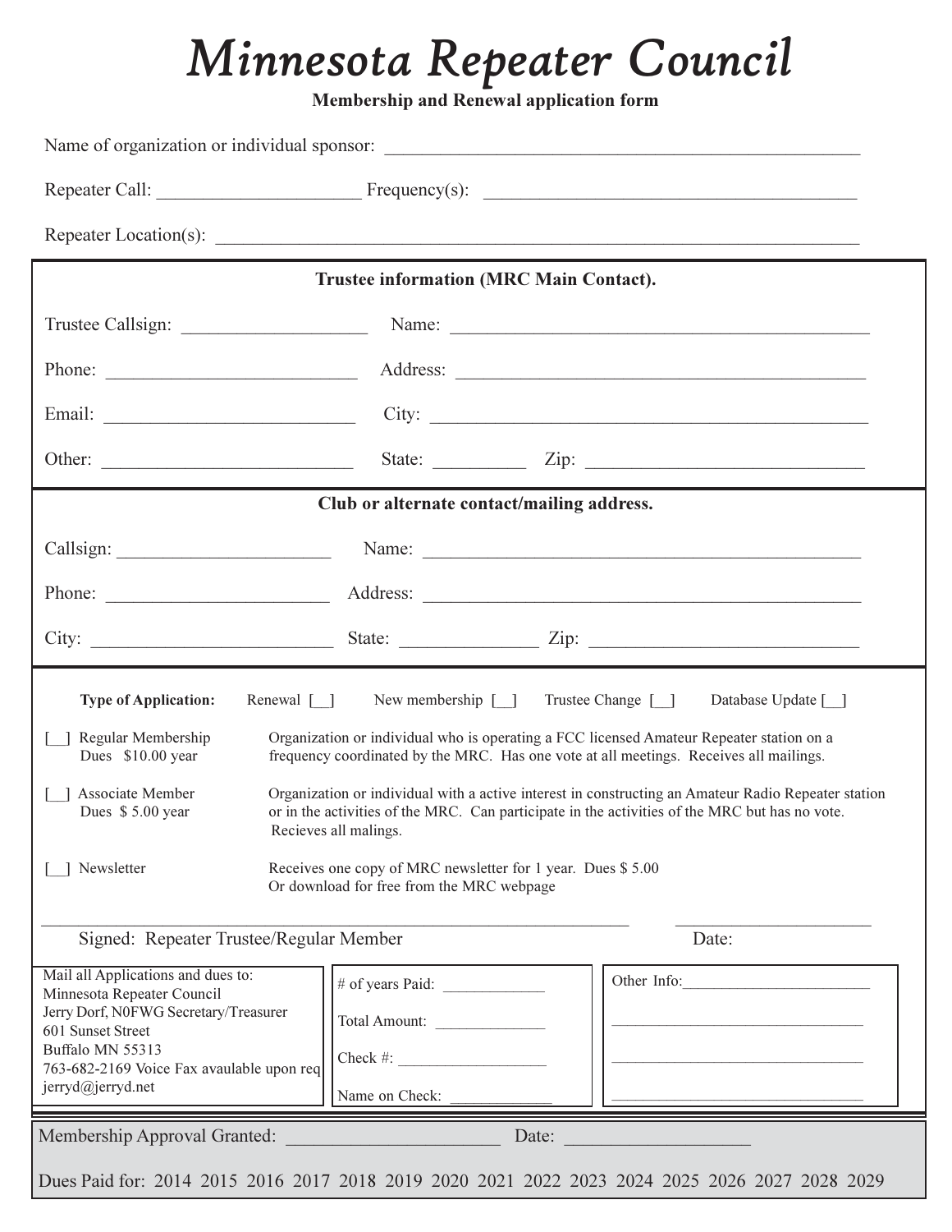# *Minnesota Repeater Council*

**Membership and Renewal application form**

Name of organization or individual sponsor: ______________________________________________

Repeater Call: ____________________ Frequency(s): ____________________________________

Repeater Location(s): _______________________________________________________________

**Trustee information (MRC Main Contact).**

Trustee Callsign: __________________ Name: ________________________________________

Phone: _________________________ Address: _______________________________________

Email: _________________________ City: __________________________________________

Other: _________________________ State: _________ Zip: ___________________________

**Club or alternate contact/mailing address.**

Callsign: ____________________ Name: ___________________________________________

Phone: ______________________ Address: _________________________________________

City: _______________________ State: _____________ Zip: ___________________________

**Type of Application:** Renewal [__] New membership [__] Trustee Change [__] Database Update [__]

[__] Regular Membership Dues $10.00 year — Organization or individual who is operating a FCC licensed Amateur Repeater station on a frequency coordinated by the MRC. Has one vote at all meetings. Receives all mailings.

[__] Associate Member Dues $ 5.00 year — Organization or individual with a active interest in constructing an Amateur Radio Repeater station or in the activities of the MRC. Can participate in the activities of the MRC but has no vote. Recieves all malings.

[__] Newsletter — Receives one copy of MRC newsletter for 1 year. Dues $ 5.00 Or download for free from the MRC webpage

_____________________________________________________ ____________________

Signed: Repeater Trustee/Regular Member Date:

Mail all Applications and dues to:
Minnesota Repeater Council
Jerry Dorf, N0FWG Secretary/Treasurer
601 Sunset Street
Buffalo MN 55313
763-682-2169 Voice Fax avaulable upon req
jerryd@jerryd.net

# of years Paid: ____________

Total Amount: _____________

Check #: __________________

Name on Check: ____________

Other Info:_______________________

________________________________

________________________________

________________________________

Membership Approval Granted: ______________________ Date: ___________________

Dues Paid for: 2014 2015 2016 2017 2018 2019 2020 2021 2022 2023 2024 2025 2026 2027 2028 2029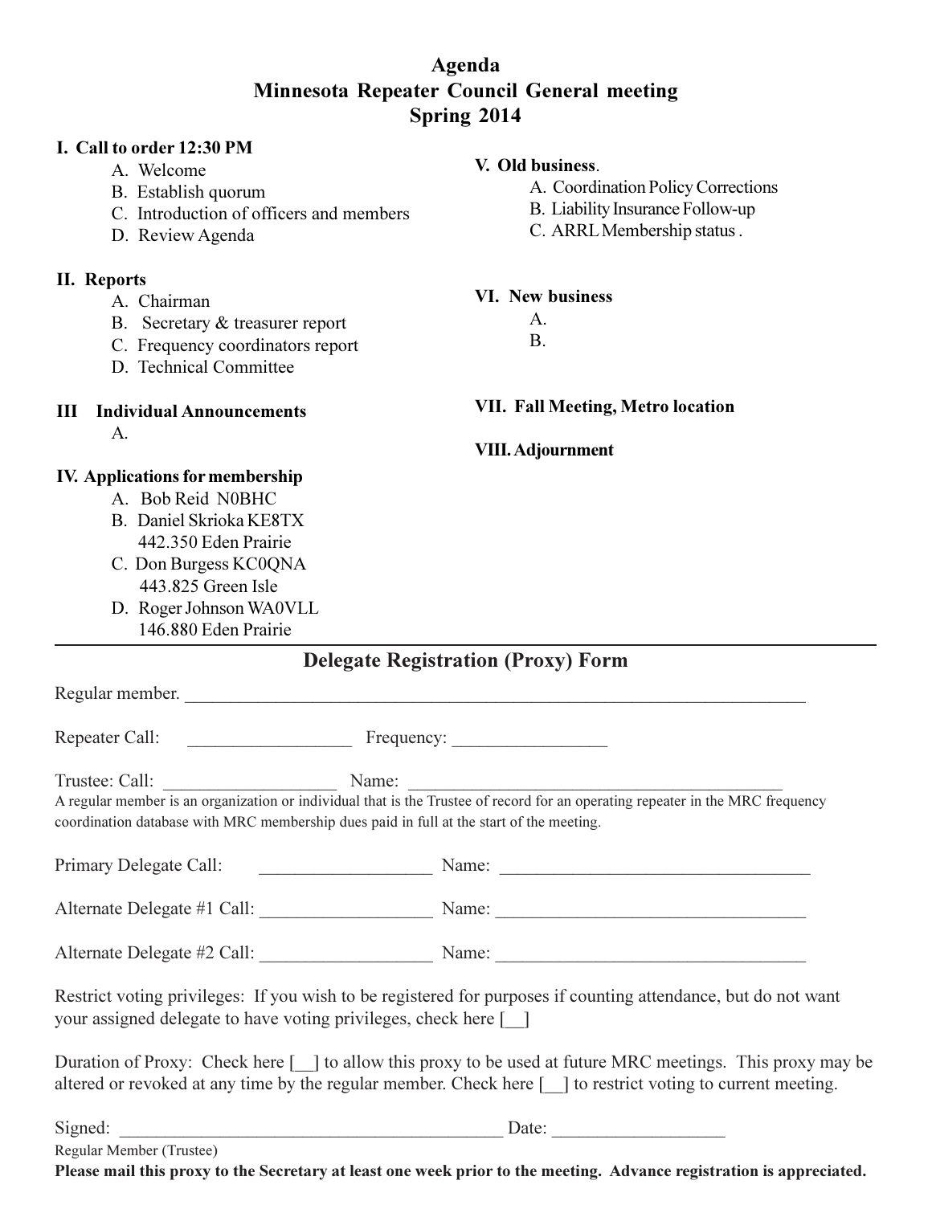# Agenda
## Minnesota Repeater Council General meeting
## Spring 2014

**I. Call to order 12:30 PM**

A. Welcome
B. Establish quorum
C. Introduction of officers and members
D. Review Agenda

**II. Reports**

A. Chairman
B. Secretary & treasurer report
C. Frequency coordinators report
D. Technical Committee

**III Individual Announcements**

A.

**IV. Applications for membership**

A. Bob Reid N0BHC
B. Daniel Skrioka KE8TX
442.350 Eden Prairie
C. Don Burgess KC0QNA
443.825 Green Isle
D. Roger Johnson WA0VLL
146.880 Eden Prairie

**V. Old business**.

A. Coordination Policy Corrections
B. Liability Insurance Follow-up
C. ARRL Membership status .

**VI. New business**

A.
B.

**VII. Fall Meeting, Metro location**

**VIII. Adjournment**

---

## Delegate Registration (Proxy) Form

Regular member. ______________________________________________________________________

Repeater Call: __________________ Frequency: ________________

Trustee: Call: __________________ Name: ________________________________________

A regular member is an organization or individual that is the Trustee of record for an operating repeater in the MRC frequency coordination database with MRC membership dues paid in full at the start of the meeting.

Primary Delegate Call: __________________ Name: __________________________________

Alternate Delegate #1 Call: __________________ Name: __________________________________

Alternate Delegate #2 Call: __________________ Name: __________________________________

Restrict voting privileges: If you wish to be registered for purposes if counting attendance, but do not want your assigned delegate to have voting privileges, check here [__]

Duration of Proxy: Check here [__] to allow this proxy to be used at future MRC meetings. This proxy may be altered or revoked at any time by the regular member. Check here [__] to restrict voting to current meeting.

Signed: __________________________________________ Date: __________________

Regular Member (Trustee)

**Please mail this proxy to the Secretary at least one week prior to the meeting. Advance registration is appreciated.**